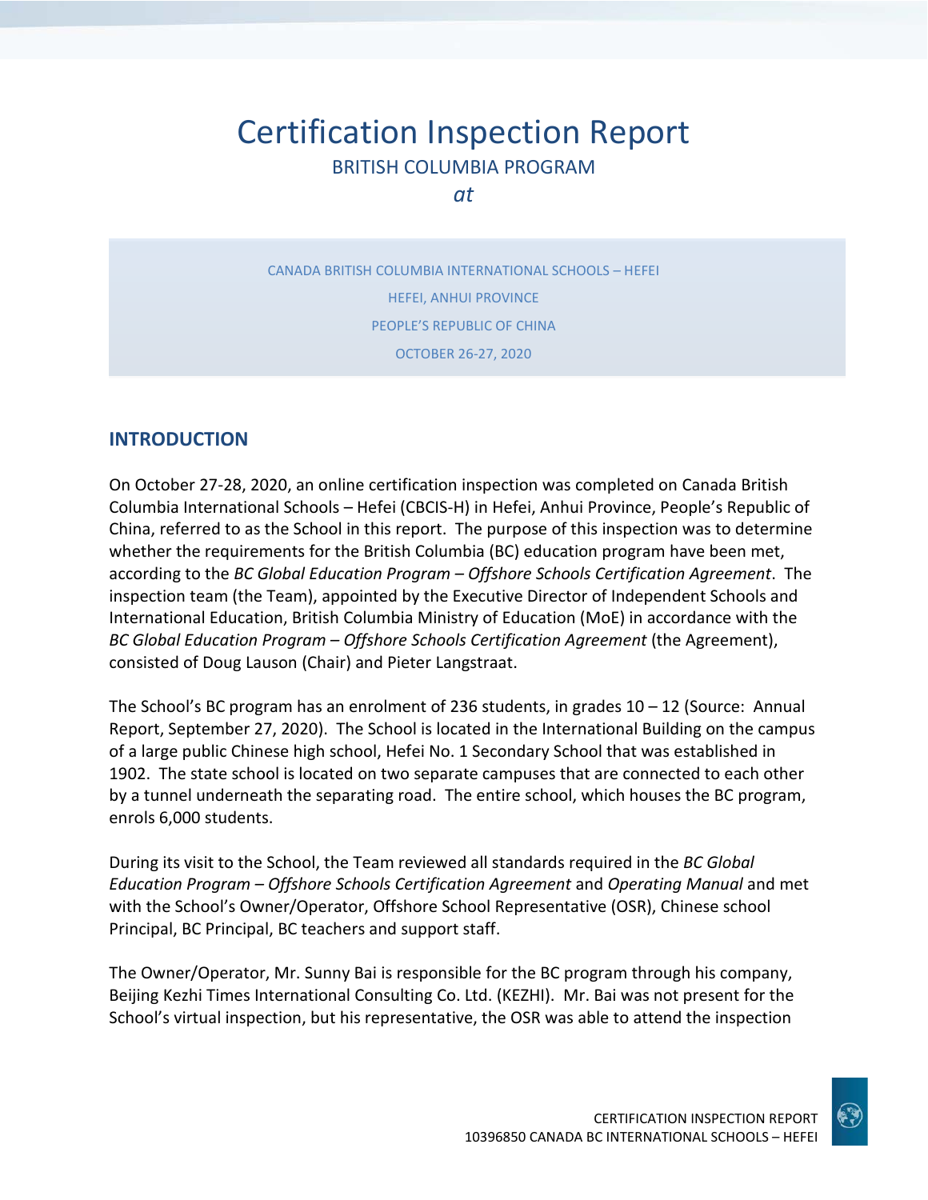# Certification Inspection Report

BRITISH COLUMBIA PROGRAM

*at*

CANADA BRITISH COLUMBIA INTERNATIONAL SCHOOLS – HEFEI

HEFEI, ANHUI PROVINCE

PEOPLE'S REPUBLIC OF CHINA

OCTOBER 26-27, 2020

## INTRODUCTION

On October 27-28, 2020, an online certification inspection was completed on Canada British Columbia International Schools – Hefei (CBCIS-H) in Hefei, Anhui Province, People's Republic of China, referred to as the School in this report. The purpose of this inspection was to determine whether the requirements for the British Columbia (BC) education program have been met, according to the *BC Global Education Program – Offshore Schools Certification Agreement*. The inspection team (the Team), appointed by the Executive Director of Independent Schools and International Education, British Columbia Ministry of Education (MoE) in accordance with the *BC Global Education Program – Offshore Schools Certification Agreement* (the Agreement), consisted of Doug Lauson (Chair) and Pieter Langstraat.

The School's BC program has an enrolment of 236 students, in grades 10 – 12 (Source: Annual Report, September 27, 2020). The School is located in the International Building on the campus of a large public Chinese high school, Hefei No. 1 Secondary School that was established in 1902. The state school is located on two separate campuses that are connected to each other by a tunnel underneath the separating road. The entire school, which houses the BC program, enrols 6,000 students.

During its visit to the School, the Team reviewed all standards required in the *BC Global Education Program – Offshore Schools Certification Agreement* and *Operating Manual* and met with the School's Owner/Operator, Offshore School Representative (OSR), Chinese school Principal, BC Principal, BC teachers and support staff.

The Owner/Operator, Mr. Sunny Bai is responsible for the BC program through his company, Beijing Kezhi Times International Consulting Co. Ltd. (KEZHI). Mr. Bai was not present for the School's virtual inspection, but his representative, the OSR was able to attend the inspection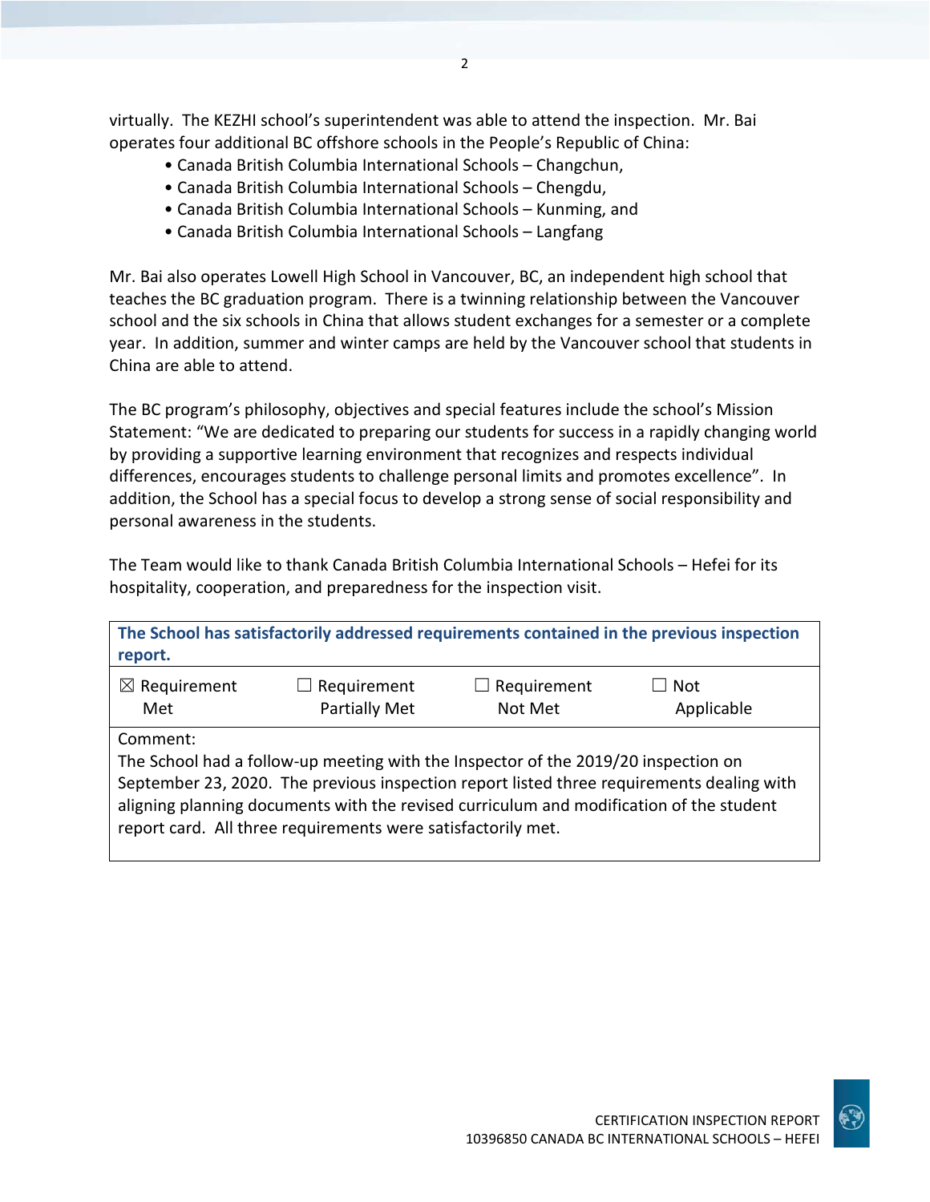virtually. The KEZHI school's superintendent was able to attend the inspection. Mr. Bai operates four additional BC offshore schools in the People's Republic of China:

- Canada British Columbia International Schools – Changchun,
- Canada British Columbia International Schools – Chengdu,
- Canada British Columbia International Schools – Kunming, and
- Canada British Columbia International Schools – Langfang

Mr. Bai also operates Lowell High School in Vancouver, BC, an independent high school that teaches the BC graduation program. There is a twinning relationship between the Vancouver school and the six schools in China that allows student exchanges for a semester or a complete year. In addition, summer and winter camps are held by the Vancouver school that students in China are able to attend.

The BC program's philosophy, objectives and special features include the school's Mission Statement: "We are dedicated to preparing our students for success in a rapidly changing world by providing a supportive learning environment that recognizes and respects individual differences, encourages students to challenge personal limits and promotes excellence". In addition, the School has a special focus to develop a strong sense of social responsibility and personal awareness in the students.

The Team would like to thank Canada British Columbia International Schools – Hefei for its hospitality, cooperation, and preparedness for the inspection visit.

| **The School has satisfactorily addressed requirements contained in the previous inspection report.** | | | |
|---|---|---|---|
| ☒ Requirement Met | ☐ Requirement Partially Met | ☐ Requirement Not Met | ☐ Not Applicable |
| Comment: The School had a follow-up meeting with the Inspector of the 2019/20 inspection on September 23, 2020. The previous inspection report listed three requirements dealing with aligning planning documents with the revised curriculum and modification of the student report card. All three requirements were satisfactorily met. | | | |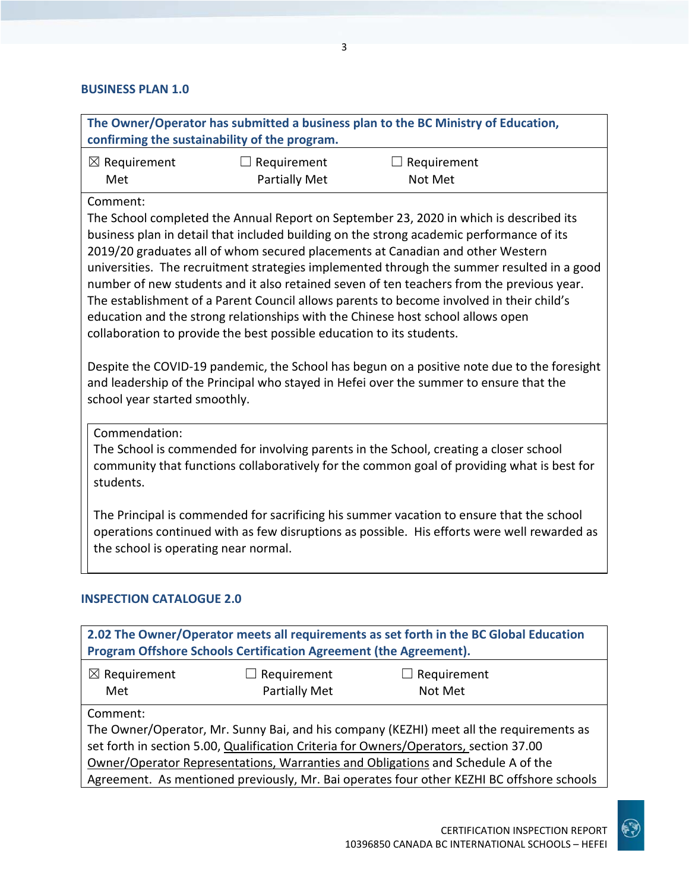### BUSINESS PLAN 1.0

**The Owner/Operator has submitted a business plan to the BC Ministry of Education, confirming the sustainability of the program.**

☒ Requirement Met ☐ Requirement Partially Met ☐ Requirement Not Met

Comment:
The School completed the Annual Report on September 23, 2020 in which is described its business plan in detail that included building on the strong academic performance of its 2019/20 graduates all of whom secured placements at Canadian and other Western universities. The recruitment strategies implemented through the summer resulted in a good number of new students and it also retained seven of ten teachers from the previous year. The establishment of a Parent Council allows parents to become involved in their child's education and the strong relationships with the Chinese host school allows open collaboration to provide the best possible education to its students.

Despite the COVID-19 pandemic, the School has begun on a positive note due to the foresight and leadership of the Principal who stayed in Hefei over the summer to ensure that the school year started smoothly.

Commendation:
The School is commended for involving parents in the School, creating a closer school community that functions collaboratively for the common goal of providing what is best for students.

The Principal is commended for sacrificing his summer vacation to ensure that the school operations continued with as few disruptions as possible. His efforts were well rewarded as the school is operating near normal.

### INSPECTION CATALOGUE 2.0

**2.02 The Owner/Operator meets all requirements as set forth in the BC Global Education Program Offshore Schools Certification Agreement (the Agreement).**

☒ Requirement Met ☐ Requirement Partially Met ☐ Requirement Not Met

Comment:
The Owner/Operator, Mr. Sunny Bai, and his company (KEZHI) meet all the requirements as set forth in section 5.00, Qualification Criteria for Owners/Operators, section 37.00 Owner/Operator Representations, Warranties and Obligations and Schedule A of the Agreement. As mentioned previously, Mr. Bai operates four other KEZHI BC offshore schools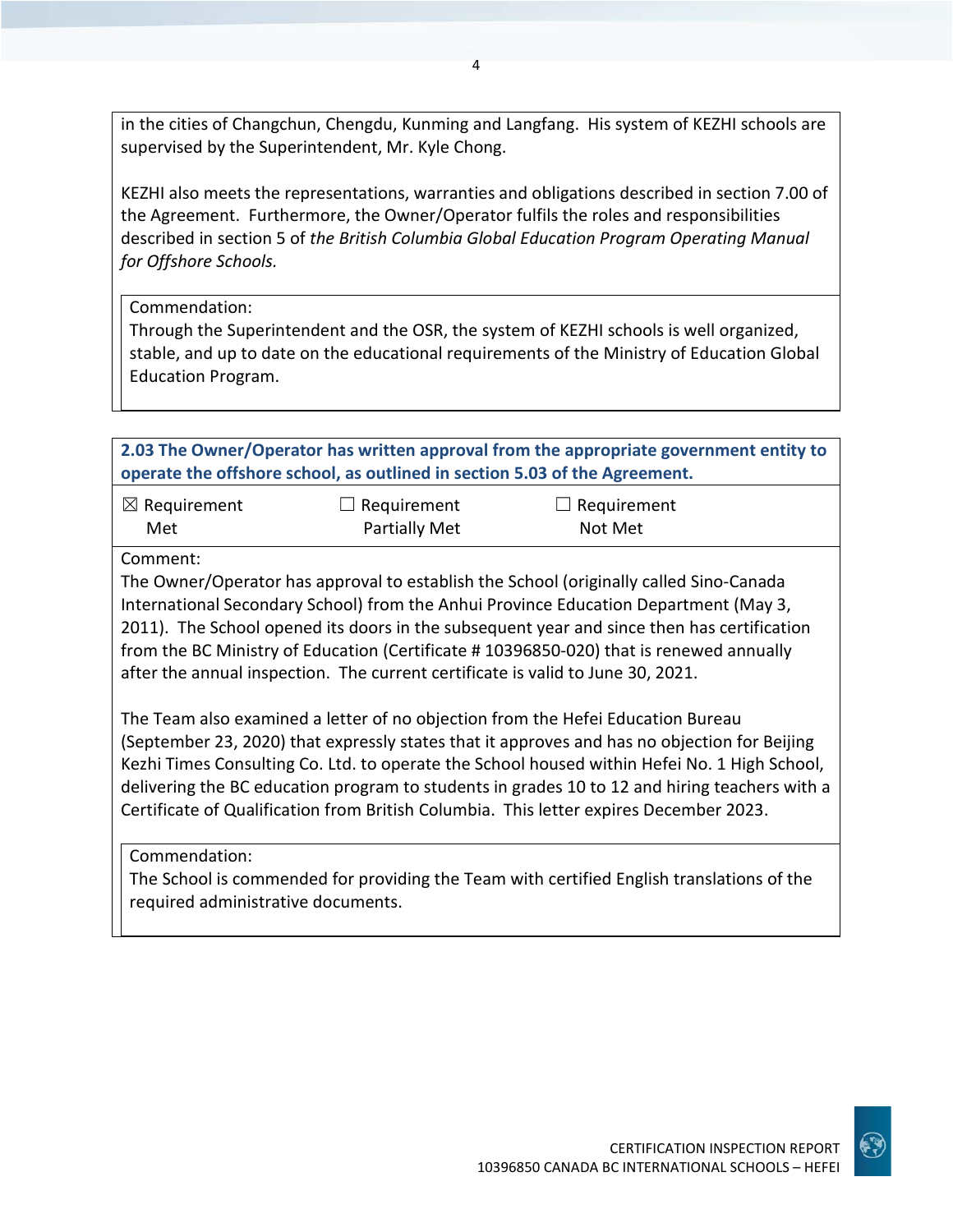in the cities of Changchun, Chengdu, Kunming and Langfang. His system of KEZHI schools are supervised by the Superintendent, Mr. Kyle Chong.

KEZHI also meets the representations, warranties and obligations described in section 7.00 of the Agreement. Furthermore, the Owner/Operator fulfils the roles and responsibilities described in section 5 of *the British Columbia Global Education Program Operating Manual for Offshore Schools.*

Commendation:
Through the Superintendent and the OSR, the system of KEZHI schools is well organized, stable, and up to date on the educational requirements of the Ministry of Education Global Education Program.

**2.03 The Owner/Operator has written approval from the appropriate government entity to operate the offshore school, as outlined in section 5.03 of the Agreement.**

☒ Requirement Met ☐ Requirement Partially Met ☐ Requirement Not Met

Comment:
The Owner/Operator has approval to establish the School (originally called Sino-Canada International Secondary School) from the Anhui Province Education Department (May 3, 2011). The School opened its doors in the subsequent year and since then has certification from the BC Ministry of Education (Certificate # 10396850-020) that is renewed annually after the annual inspection. The current certificate is valid to June 30, 2021.

The Team also examined a letter of no objection from the Hefei Education Bureau (September 23, 2020) that expressly states that it approves and has no objection for Beijing Kezhi Times Consulting Co. Ltd. to operate the School housed within Hefei No. 1 High School, delivering the BC education program to students in grades 10 to 12 and hiring teachers with a Certificate of Qualification from British Columbia. This letter expires December 2023.

Commendation:
The School is commended for providing the Team with certified English translations of the required administrative documents.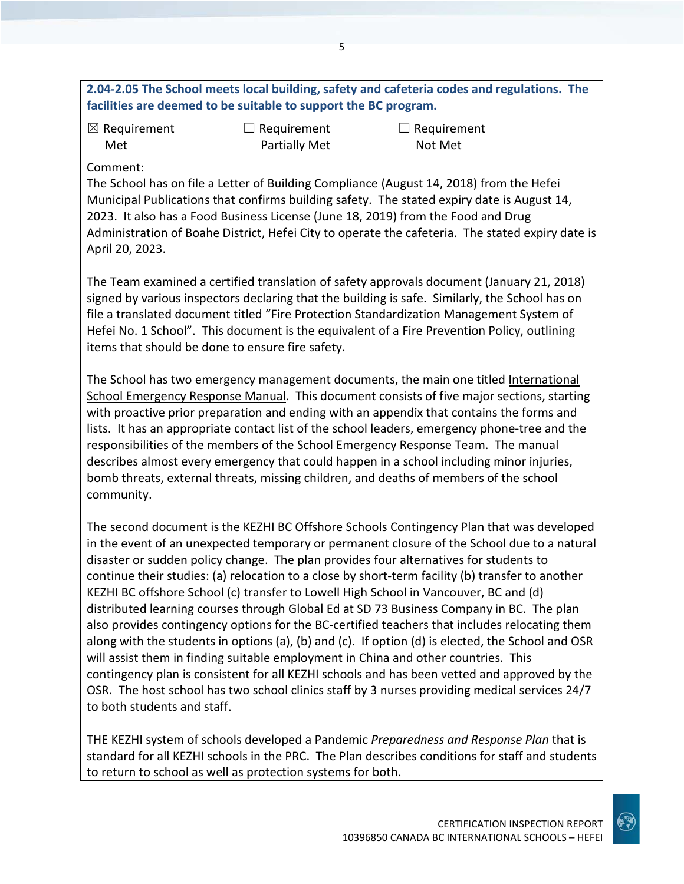**2.04-2.05 The School meets local building, safety and cafeteria codes and regulations. The facilities are deemed to be suitable to support the BC program.**

| ☒ Requirement Met | ☐ Requirement Partially Met | ☐ Requirement Not Met |
|---|---|---|

Comment:
The School has on file a Letter of Building Compliance (August 14, 2018) from the Hefei Municipal Publications that confirms building safety. The stated expiry date is August 14, 2023. It also has a Food Business License (June 18, 2019) from the Food and Drug Administration of Boahe District, Hefei City to operate the cafeteria. The stated expiry date is April 20, 2023.

The Team examined a certified translation of safety approvals document (January 21, 2018) signed by various inspectors declaring that the building is safe. Similarly, the School has on file a translated document titled "Fire Protection Standardization Management System of Hefei No. 1 School". This document is the equivalent of a Fire Prevention Policy, outlining items that should be done to ensure fire safety.

The School has two emergency management documents, the main one titled International School Emergency Response Manual. This document consists of five major sections, starting with proactive prior preparation and ending with an appendix that contains the forms and lists. It has an appropriate contact list of the school leaders, emergency phone-tree and the responsibilities of the members of the School Emergency Response Team. The manual describes almost every emergency that could happen in a school including minor injuries, bomb threats, external threats, missing children, and deaths of members of the school community.

The second document is the KEZHI BC Offshore Schools Contingency Plan that was developed in the event of an unexpected temporary or permanent closure of the School due to a natural disaster or sudden policy change. The plan provides four alternatives for students to continue their studies: (a) relocation to a close by short-term facility (b) transfer to another KEZHI BC offshore School (c) transfer to Lowell High School in Vancouver, BC and (d) distributed learning courses through Global Ed at SD 73 Business Company in BC. The plan also provides contingency options for the BC-certified teachers that includes relocating them along with the students in options (a), (b) and (c). If option (d) is elected, the School and OSR will assist them in finding suitable employment in China and other countries. This contingency plan is consistent for all KEZHI schools and has been vetted and approved by the OSR. The host school has two school clinics staff by 3 nurses providing medical services 24/7 to both students and staff.

THE KEZHI system of schools developed a Pandemic *Preparedness and Response Plan* that is standard for all KEZHI schools in the PRC. The Plan describes conditions for staff and students to return to school as well as protection systems for both.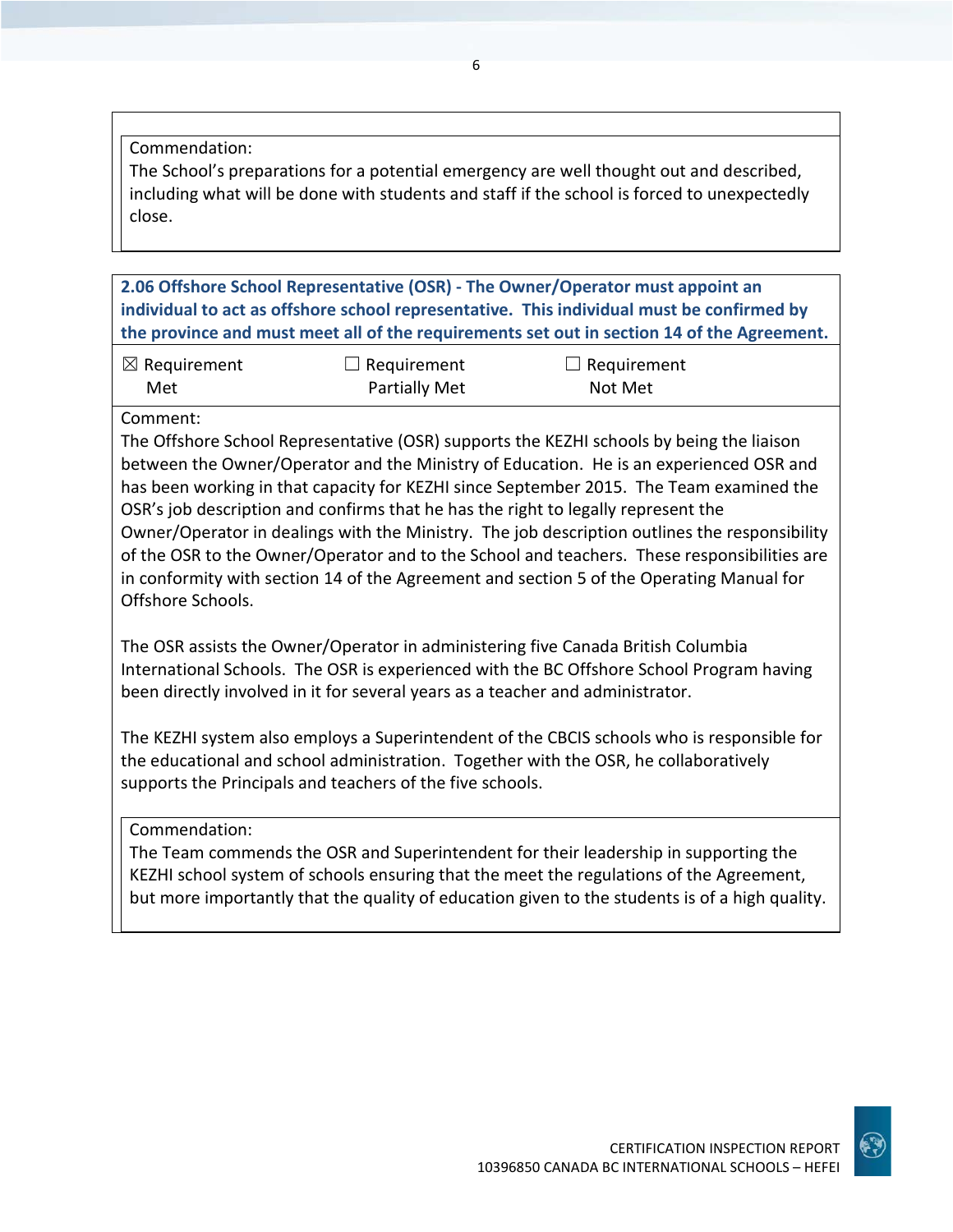Commendation:
The School's preparations for a potential emergency are well thought out and described, including what will be done with students and staff if the school is forced to unexpectedly close.

**2.06 Offshore School Representative (OSR) - The Owner/Operator must appoint an individual to act as offshore school representative. This individual must be confirmed by the province and must meet all of the requirements set out in section 14 of the Agreement.**

| ☒ Requirement Met | ☐ Requirement Partially Met | ☐ Requirement Not Met |
|---|---|---|

Comment:
The Offshore School Representative (OSR) supports the KEZHI schools by being the liaison between the Owner/Operator and the Ministry of Education. He is an experienced OSR and has been working in that capacity for KEZHI since September 2015. The Team examined the OSR's job description and confirms that he has the right to legally represent the Owner/Operator in dealings with the Ministry. The job description outlines the responsibility of the OSR to the Owner/Operator and to the School and teachers. These responsibilities are in conformity with section 14 of the Agreement and section 5 of the Operating Manual for Offshore Schools.

The OSR assists the Owner/Operator in administering five Canada British Columbia International Schools. The OSR is experienced with the BC Offshore School Program having been directly involved in it for several years as a teacher and administrator.

The KEZHI system also employs a Superintendent of the CBCIS schools who is responsible for the educational and school administration. Together with the OSR, he collaboratively supports the Principals and teachers of the five schools.

Commendation:
The Team commends the OSR and Superintendent for their leadership in supporting the KEZHI school system of schools ensuring that the meet the regulations of the Agreement, but more importantly that the quality of education given to the students is of a high quality.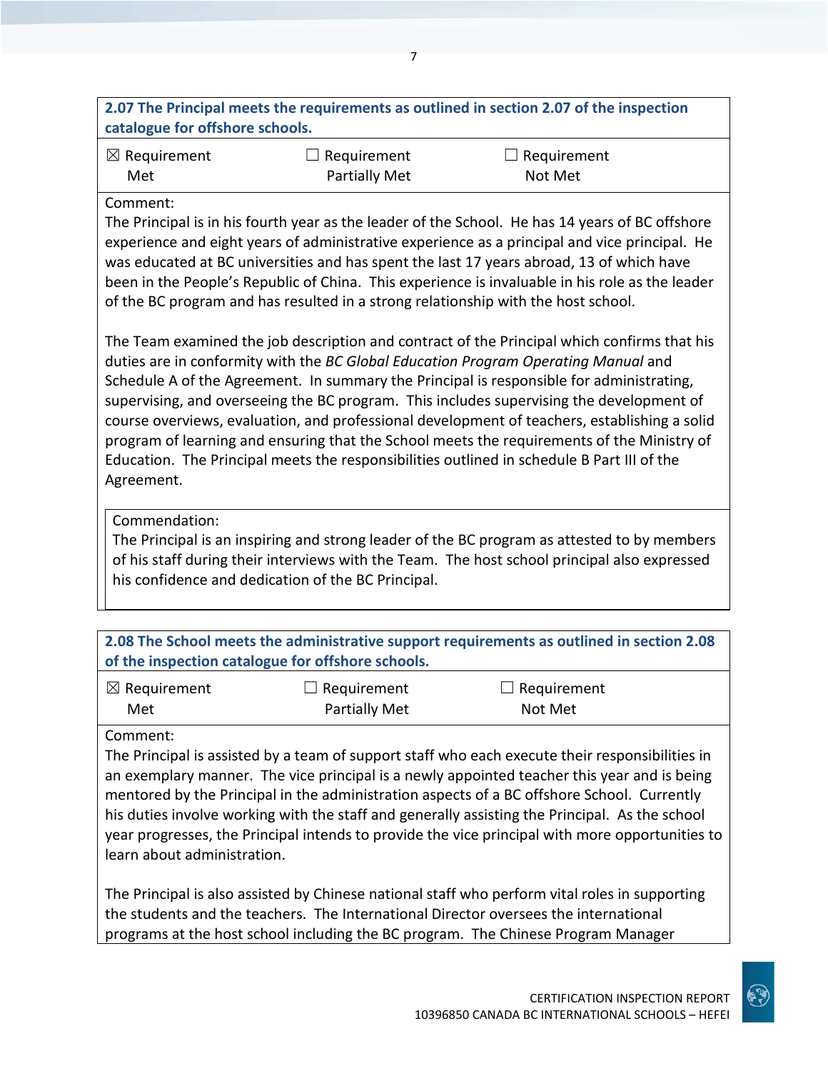**2.07 The Principal meets the requirements as outlined in section 2.07 of the inspection catalogue for offshore schools.**

| ☒ Requirement Met | ☐ Requirement Partially Met | ☐ Requirement Not Met |
|---|---|---|

Comment:
The Principal is in his fourth year as the leader of the School. He has 14 years of BC offshore experience and eight years of administrative experience as a principal and vice principal. He was educated at BC universities and has spent the last 17 years abroad, 13 of which have been in the People's Republic of China. This experience is invaluable in his role as the leader of the BC program and has resulted in a strong relationship with the host school.

The Team examined the job description and contract of the Principal which confirms that his duties are in conformity with the *BC Global Education Program Operating Manual* and Schedule A of the Agreement. In summary the Principal is responsible for administrating, supervising, and overseeing the BC program. This includes supervising the development of course overviews, evaluation, and professional development of teachers, establishing a solid program of learning and ensuring that the School meets the requirements of the Ministry of Education. The Principal meets the responsibilities outlined in schedule B Part III of the Agreement.

Commendation:
The Principal is an inspiring and strong leader of the BC program as attested to by members of his staff during their interviews with the Team. The host school principal also expressed his confidence and dedication of the BC Principal.

**2.08 The School meets the administrative support requirements as outlined in section 2.08 of the inspection catalogue for offshore schools.**

| ☒ Requirement Met | ☐ Requirement Partially Met | ☐ Requirement Not Met |
|---|---|---|

Comment:
The Principal is assisted by a team of support staff who each execute their responsibilities in an exemplary manner. The vice principal is a newly appointed teacher this year and is being mentored by the Principal in the administration aspects of a BC offshore School. Currently his duties involve working with the staff and generally assisting the Principal. As the school year progresses, the Principal intends to provide the vice principal with more opportunities to learn about administration.

The Principal is also assisted by Chinese national staff who perform vital roles in supporting the students and the teachers. The International Director oversees the international programs at the host school including the BC program. The Chinese Program Manager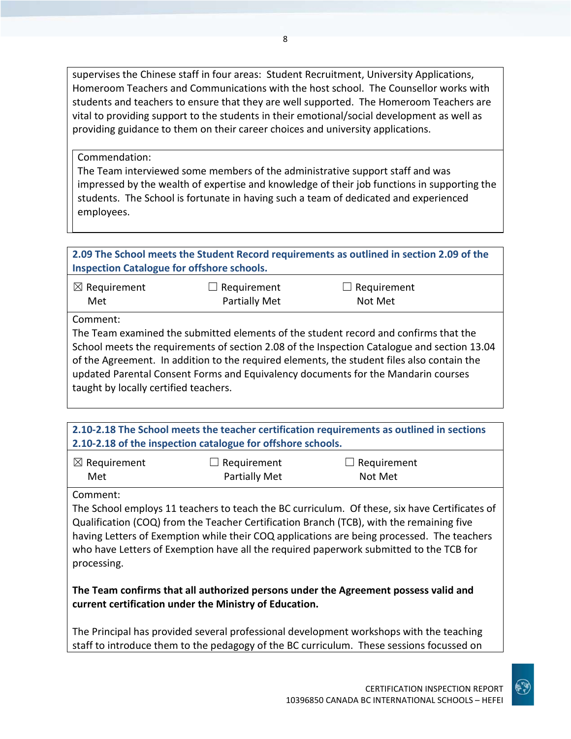supervises the Chinese staff in four areas: Student Recruitment, University Applications, Homeroom Teachers and Communications with the host school. The Counsellor works with students and teachers to ensure that they are well supported. The Homeroom Teachers are vital to providing support to the students in their emotional/social development as well as providing guidance to them on their career choices and university applications.

Commendation:
The Team interviewed some members of the administrative support staff and was impressed by the wealth of expertise and knowledge of their job functions in supporting the students. The School is fortunate in having such a team of dedicated and experienced employees.

**2.09 The School meets the Student Record requirements as outlined in section 2.09 of the Inspection Catalogue for offshore schools.**

| ☒ Requirement Met | ☐ Requirement Partially Met | ☐ Requirement Not Met |
|---|---|---|

Comment:
The Team examined the submitted elements of the student record and confirms that the School meets the requirements of section 2.08 of the Inspection Catalogue and section 13.04 of the Agreement. In addition to the required elements, the student files also contain the updated Parental Consent Forms and Equivalency documents for the Mandarin courses taught by locally certified teachers.

**2.10-2.18 The School meets the teacher certification requirements as outlined in sections 2.10-2.18 of the inspection catalogue for offshore schools.**

| ☒ Requirement Met | ☐ Requirement Partially Met | ☐ Requirement Not Met |
|---|---|---|

Comment:
The School employs 11 teachers to teach the BC curriculum. Of these, six have Certificates of Qualification (COQ) from the Teacher Certification Branch (TCB), with the remaining five having Letters of Exemption while their COQ applications are being processed. The teachers who have Letters of Exemption have all the required paperwork submitted to the TCB for processing.

**The Team confirms that all authorized persons under the Agreement possess valid and current certification under the Ministry of Education.**

The Principal has provided several professional development workshops with the teaching staff to introduce them to the pedagogy of the BC curriculum. These sessions focussed on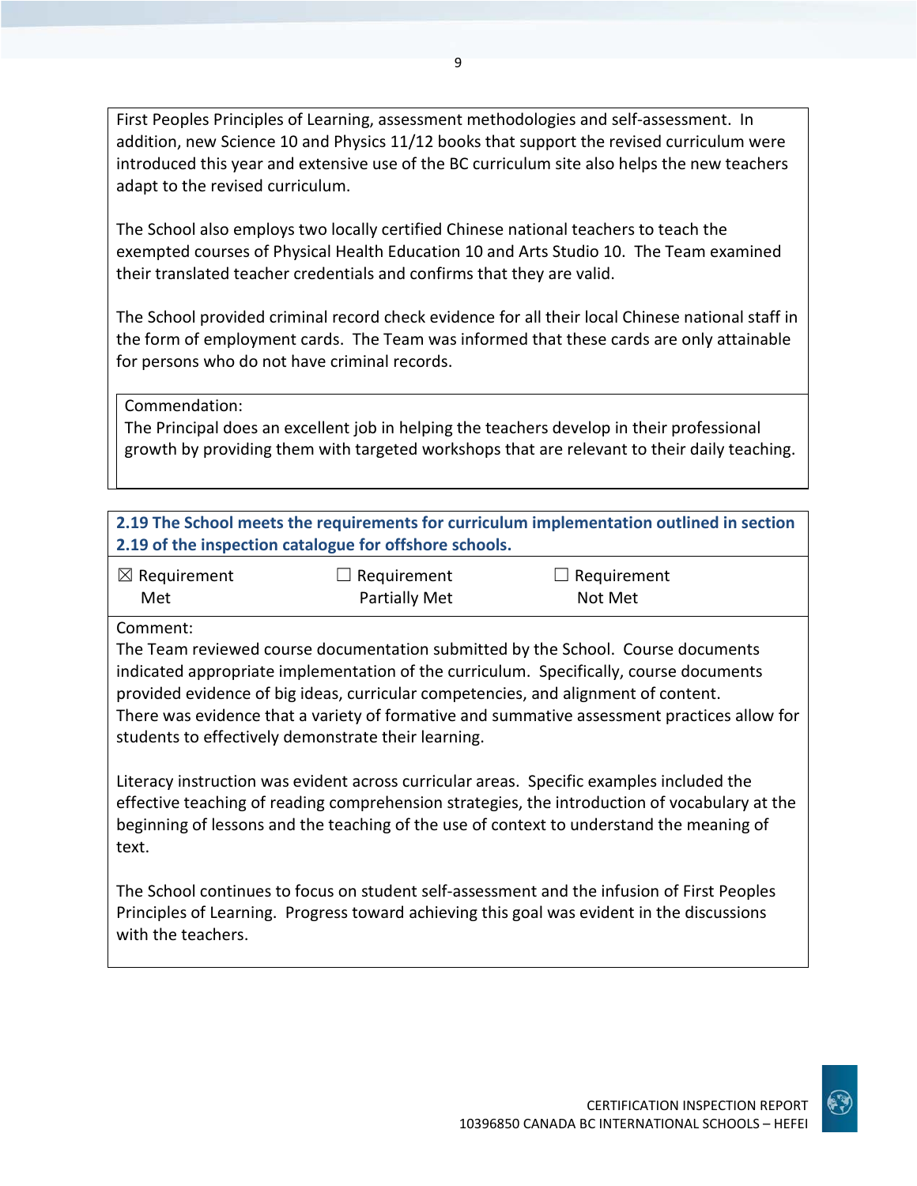First Peoples Principles of Learning, assessment methodologies and self-assessment. In addition, new Science 10 and Physics 11/12 books that support the revised curriculum were introduced this year and extensive use of the BC curriculum site also helps the new teachers adapt to the revised curriculum.

The School also employs two locally certified Chinese national teachers to teach the exempted courses of Physical Health Education 10 and Arts Studio 10. The Team examined their translated teacher credentials and confirms that they are valid.

The School provided criminal record check evidence for all their local Chinese national staff in the form of employment cards. The Team was informed that these cards are only attainable for persons who do not have criminal records.

Commendation:
The Principal does an excellent job in helping the teachers develop in their professional growth by providing them with targeted workshops that are relevant to their daily teaching.

**2.19 The School meets the requirements for curriculum implementation outlined in section 2.19 of the inspection catalogue for offshore schools.**

| ☒ Requirement Met | ☐ Requirement Partially Met | ☐ Requirement Not Met |
|---|---|---|

Comment:
The Team reviewed course documentation submitted by the School. Course documents indicated appropriate implementation of the curriculum. Specifically, course documents provided evidence of big ideas, curricular competencies, and alignment of content.
There was evidence that a variety of formative and summative assessment practices allow for students to effectively demonstrate their learning.

Literacy instruction was evident across curricular areas. Specific examples included the effective teaching of reading comprehension strategies, the introduction of vocabulary at the beginning of lessons and the teaching of the use of context to understand the meaning of text.

The School continues to focus on student self-assessment and the infusion of First Peoples Principles of Learning. Progress toward achieving this goal was evident in the discussions with the teachers.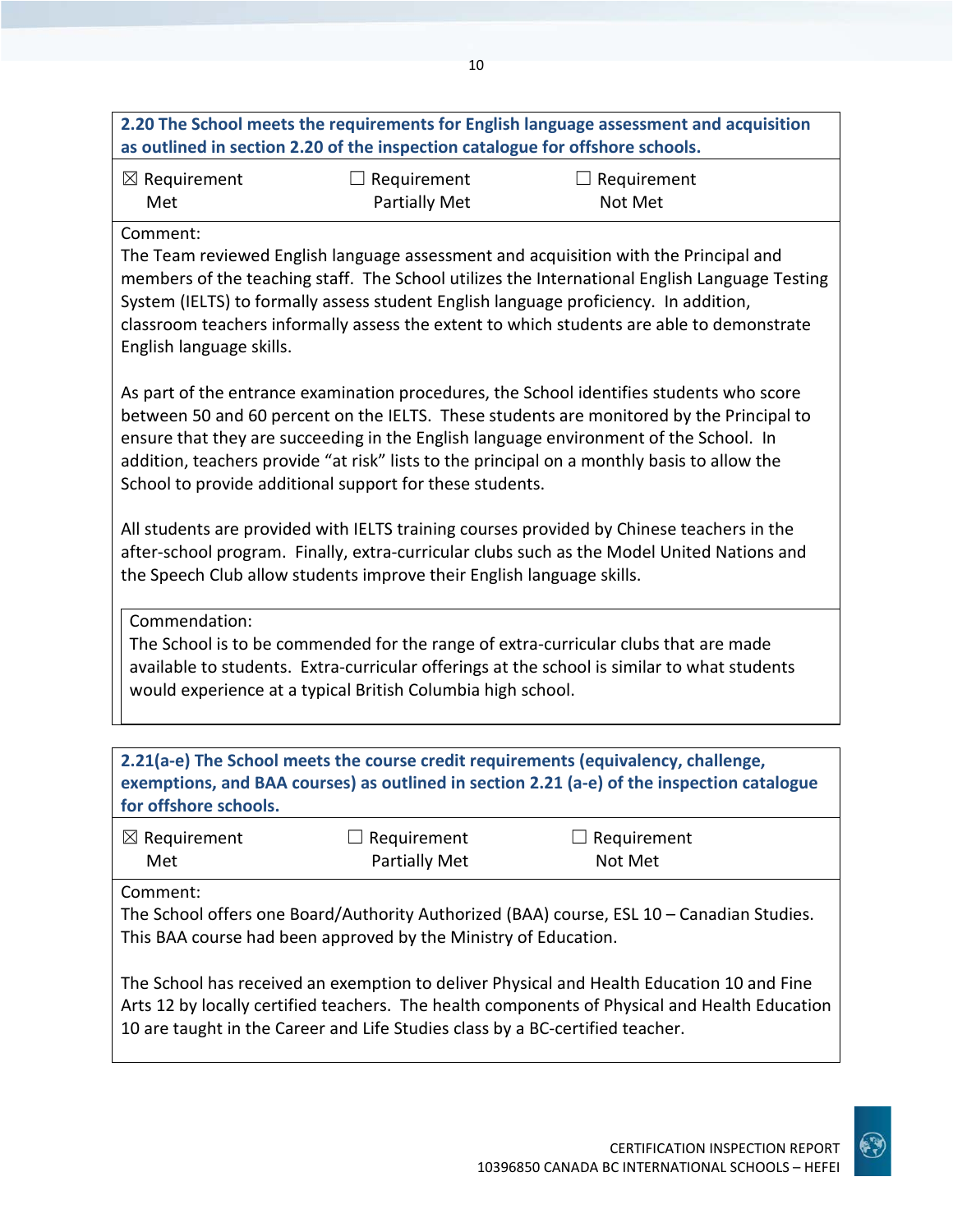**2.20 The School meets the requirements for English language assessment and acquisition as outlined in section 2.20 of the inspection catalogue for offshore schools.**

| ☒ Requirement Met | ☐ Requirement Partially Met | ☐ Requirement Not Met |
|---|---|---|

Comment:
The Team reviewed English language assessment and acquisition with the Principal and members of the teaching staff. The School utilizes the International English Language Testing System (IELTS) to formally assess student English language proficiency. In addition, classroom teachers informally assess the extent to which students are able to demonstrate English language skills.

As part of the entrance examination procedures, the School identifies students who score between 50 and 60 percent on the IELTS. These students are monitored by the Principal to ensure that they are succeeding in the English language environment of the School. In addition, teachers provide "at risk" lists to the principal on a monthly basis to allow the School to provide additional support for these students.

All students are provided with IELTS training courses provided by Chinese teachers in the after-school program. Finally, extra-curricular clubs such as the Model United Nations and the Speech Club allow students improve their English language skills.

Commendation:
The School is to be commended for the range of extra-curricular clubs that are made available to students. Extra-curricular offerings at the school is similar to what students would experience at a typical British Columbia high school.

**2.21(a-e) The School meets the course credit requirements (equivalency, challenge, exemptions, and BAA courses) as outlined in section 2.21 (a-e) of the inspection catalogue for offshore schools.**

| ☒ Requirement Met | ☐ Requirement Partially Met | ☐ Requirement Not Met |
|---|---|---|

Comment:
The School offers one Board/Authority Authorized (BAA) course, ESL 10 – Canadian Studies. This BAA course had been approved by the Ministry of Education.

The School has received an exemption to deliver Physical and Health Education 10 and Fine Arts 12 by locally certified teachers. The health components of Physical and Health Education 10 are taught in the Career and Life Studies class by a BC-certified teacher.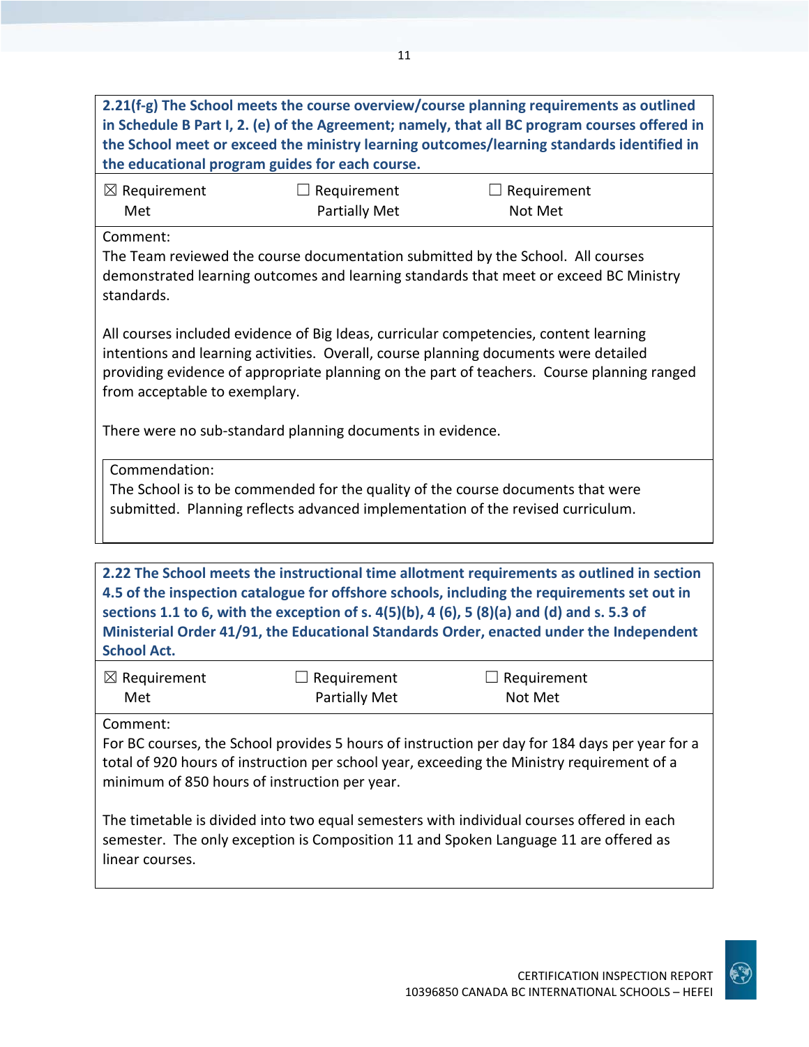**2.21(f-g) The School meets the course overview/course planning requirements as outlined in Schedule B Part I, 2. (e) of the Agreement; namely, that all BC program courses offered in the School meet or exceed the ministry learning outcomes/learning standards identified in the educational program guides for each course.**

| ☒ Requirement Met | ☐ Requirement Partially Met | ☐ Requirement Not Met |
|---|---|---|

Comment:
The Team reviewed the course documentation submitted by the School. All courses demonstrated learning outcomes and learning standards that meet or exceed BC Ministry standards.

All courses included evidence of Big Ideas, curricular competencies, content learning intentions and learning activities. Overall, course planning documents were detailed providing evidence of appropriate planning on the part of teachers. Course planning ranged from acceptable to exemplary.

There were no sub-standard planning documents in evidence.

Commendation:
The School is to be commended for the quality of the course documents that were submitted. Planning reflects advanced implementation of the revised curriculum.

**2.22 The School meets the instructional time allotment requirements as outlined in section 4.5 of the inspection catalogue for offshore schools, including the requirements set out in sections 1.1 to 6, with the exception of s. 4(5)(b), 4 (6), 5 (8)(a) and (d) and s. 5.3 of Ministerial Order 41/91, the Educational Standards Order, enacted under the Independent School Act.**

| ☒ Requirement Met | ☐ Requirement Partially Met | ☐ Requirement Not Met |
|---|---|---|

Comment:
For BC courses, the School provides 5 hours of instruction per day for 184 days per year for a total of 920 hours of instruction per school year, exceeding the Ministry requirement of a minimum of 850 hours of instruction per year.

The timetable is divided into two equal semesters with individual courses offered in each semester. The only exception is Composition 11 and Spoken Language 11 are offered as linear courses.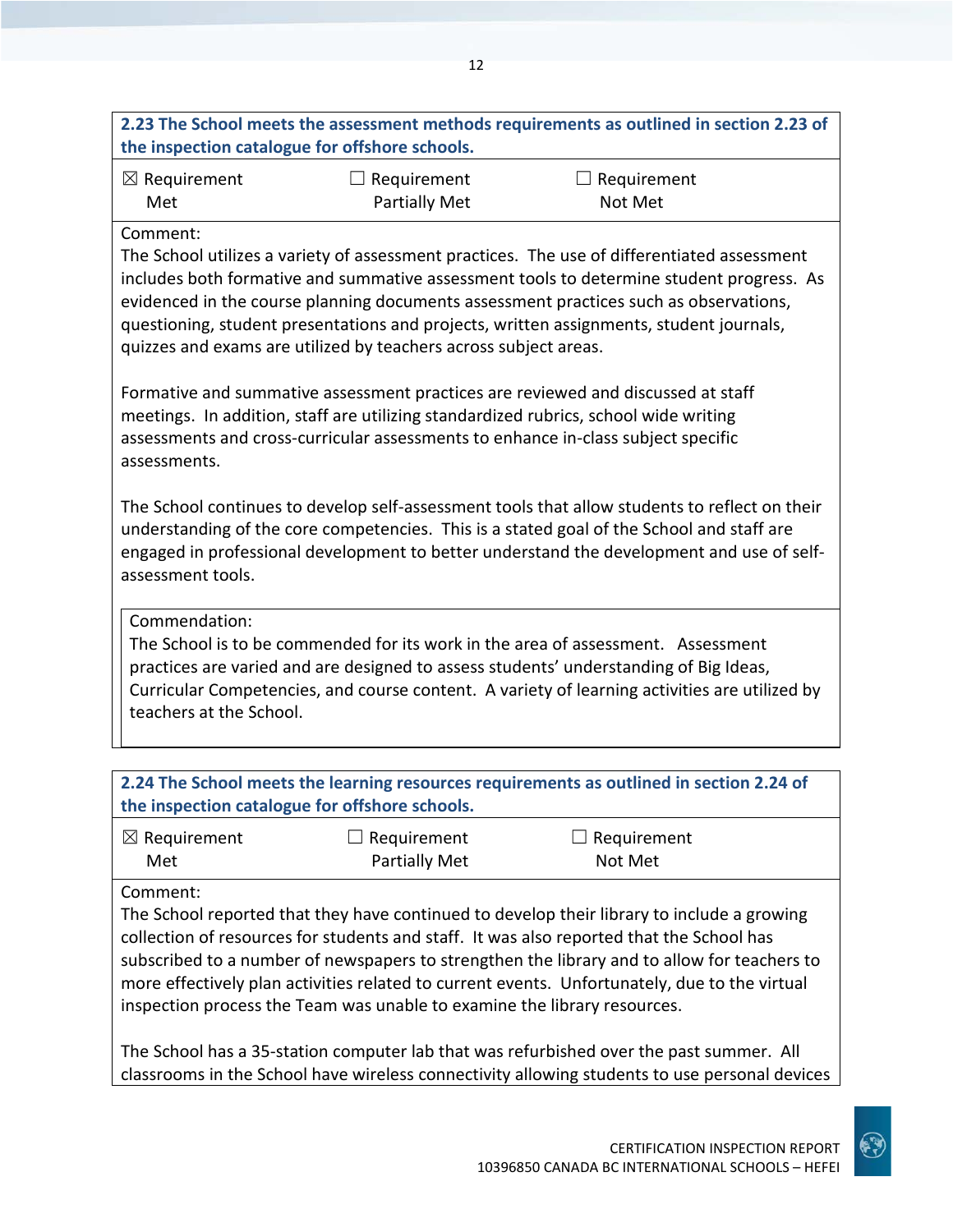**2.23 The School meets the assessment methods requirements as outlined in section 2.23 of the inspection catalogue for offshore schools.**

| ☒ Requirement Met | ☐ Requirement Partially Met | ☐ Requirement Not Met |
|---|---|---|

Comment:

The School utilizes a variety of assessment practices. The use of differentiated assessment includes both formative and summative assessment tools to determine student progress. As evidenced in the course planning documents assessment practices such as observations, questioning, student presentations and projects, written assignments, student journals, quizzes and exams are utilized by teachers across subject areas.

Formative and summative assessment practices are reviewed and discussed at staff meetings. In addition, staff are utilizing standardized rubrics, school wide writing assessments and cross-curricular assessments to enhance in-class subject specific assessments.

The School continues to develop self-assessment tools that allow students to reflect on their understanding of the core competencies. This is a stated goal of the School and staff are engaged in professional development to better understand the development and use of self-assessment tools.

Commendation:

The School is to be commended for its work in the area of assessment. Assessment practices are varied and are designed to assess students' understanding of Big Ideas, Curricular Competencies, and course content. A variety of learning activities are utilized by teachers at the School.

**2.24 The School meets the learning resources requirements as outlined in section 2.24 of the inspection catalogue for offshore schools.**

| ☒ Requirement Met | ☐ Requirement Partially Met | ☐ Requirement Not Met |
|---|---|---|

Comment:

The School reported that they have continued to develop their library to include a growing collection of resources for students and staff. It was also reported that the School has subscribed to a number of newspapers to strengthen the library and to allow for teachers to more effectively plan activities related to current events. Unfortunately, due to the virtual inspection process the Team was unable to examine the library resources.

The School has a 35-station computer lab that was refurbished over the past summer. All classrooms in the School have wireless connectivity allowing students to use personal devices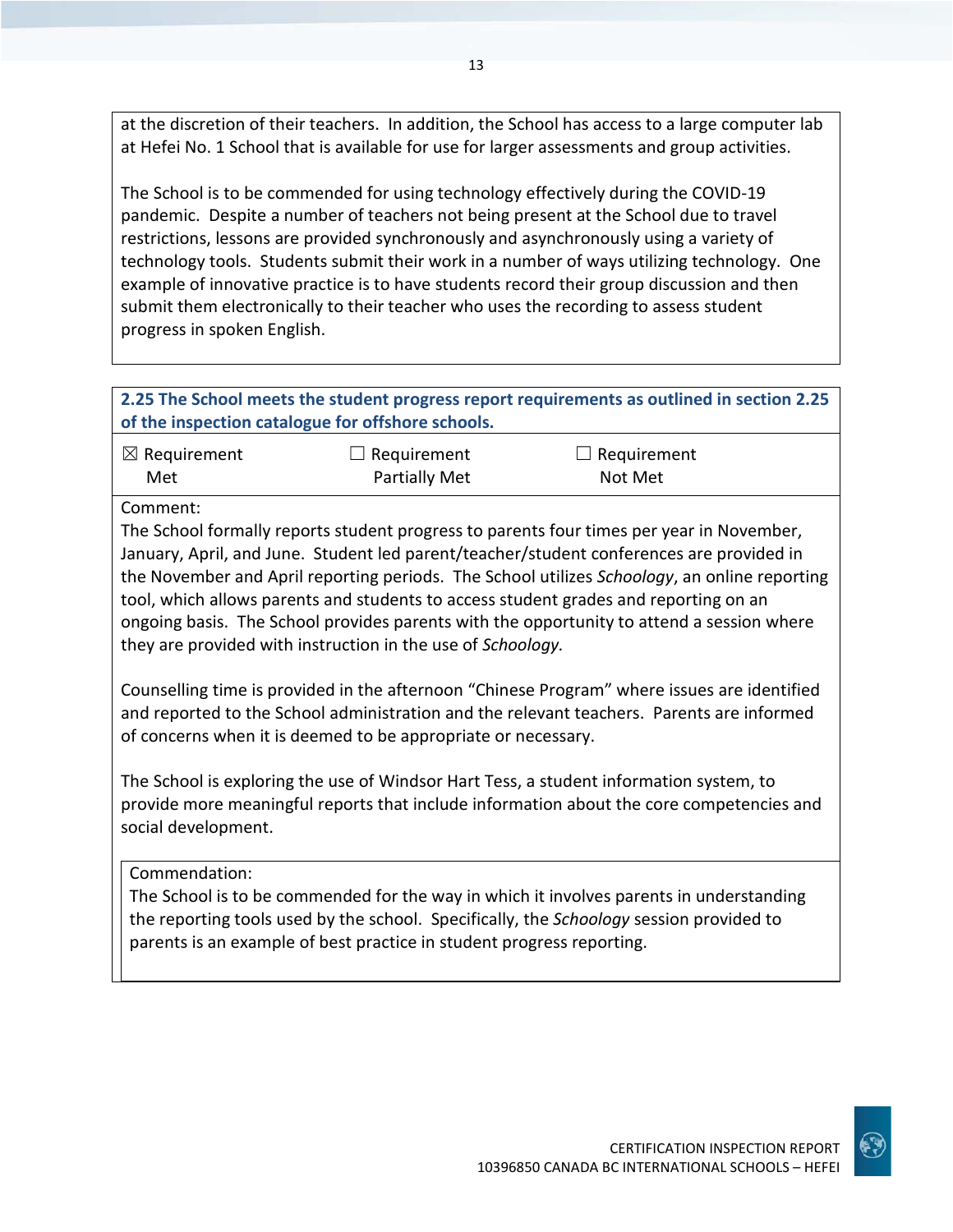at the discretion of their teachers. In addition, the School has access to a large computer lab at Hefei No. 1 School that is available for use for larger assessments and group activities.

The School is to be commended for using technology effectively during the COVID-19 pandemic. Despite a number of teachers not being present at the School due to travel restrictions, lessons are provided synchronously and asynchronously using a variety of technology tools. Students submit their work in a number of ways utilizing technology. One example of innovative practice is to have students record their group discussion and then submit them electronically to their teacher who uses the recording to assess student progress in spoken English.

**2.25 The School meets the student progress report requirements as outlined in section 2.25 of the inspection catalogue for offshore schools.**

| ☒ Requirement Met | ☐ Requirement Partially Met | ☐ Requirement Not Met |
|---|---|---|

Comment:
The School formally reports student progress to parents four times per year in November, January, April, and June. Student led parent/teacher/student conferences are provided in the November and April reporting periods. The School utilizes *Schoology*, an online reporting tool, which allows parents and students to access student grades and reporting on an ongoing basis. The School provides parents with the opportunity to attend a session where they are provided with instruction in the use of *Schoology.*

Counselling time is provided in the afternoon "Chinese Program" where issues are identified and reported to the School administration and the relevant teachers. Parents are informed of concerns when it is deemed to be appropriate or necessary.

The School is exploring the use of Windsor Hart Tess, a student information system, to provide more meaningful reports that include information about the core competencies and social development.

Commendation:
The School is to be commended for the way in which it involves parents in understanding the reporting tools used by the school. Specifically, the *Schoology* session provided to parents is an example of best practice in student progress reporting.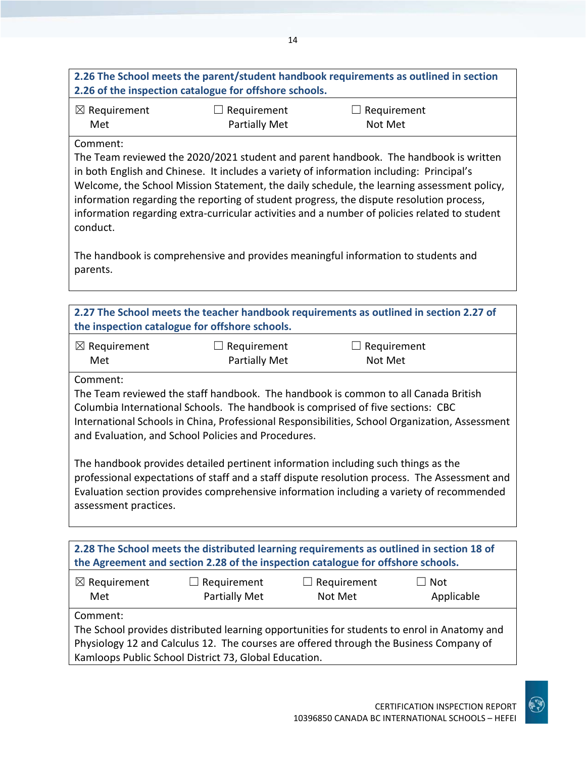**2.26 The School meets the parent/student handbook requirements as outlined in section 2.26 of the inspection catalogue for offshore schools.**

☒ Requirement Met ☐ Requirement Partially Met ☐ Requirement Not Met

Comment:
The Team reviewed the 2020/2021 student and parent handbook. The handbook is written in both English and Chinese. It includes a variety of information including: Principal's Welcome, the School Mission Statement, the daily schedule, the learning assessment policy, information regarding the reporting of student progress, the dispute resolution process, information regarding extra-curricular activities and a number of policies related to student conduct.

The handbook is comprehensive and provides meaningful information to students and parents.

**2.27 The School meets the teacher handbook requirements as outlined in section 2.27 of the inspection catalogue for offshore schools.**

☒ Requirement Met ☐ Requirement Partially Met ☐ Requirement Not Met

Comment:
The Team reviewed the staff handbook. The handbook is common to all Canada British Columbia International Schools. The handbook is comprised of five sections: CBC International Schools in China, Professional Responsibilities, School Organization, Assessment and Evaluation, and School Policies and Procedures.

The handbook provides detailed pertinent information including such things as the professional expectations of staff and a staff dispute resolution process. The Assessment and Evaluation section provides comprehensive information including a variety of recommended assessment practices.

**2.28 The School meets the distributed learning requirements as outlined in section 18 of the Agreement and section 2.28 of the inspection catalogue for offshore schools.**

☒ Requirement Met ☐ Requirement Partially Met ☐ Requirement Not Met ☐ Not Applicable

Comment:
The School provides distributed learning opportunities for students to enrol in Anatomy and Physiology 12 and Calculus 12. The courses are offered through the Business Company of Kamloops Public School District 73, Global Education.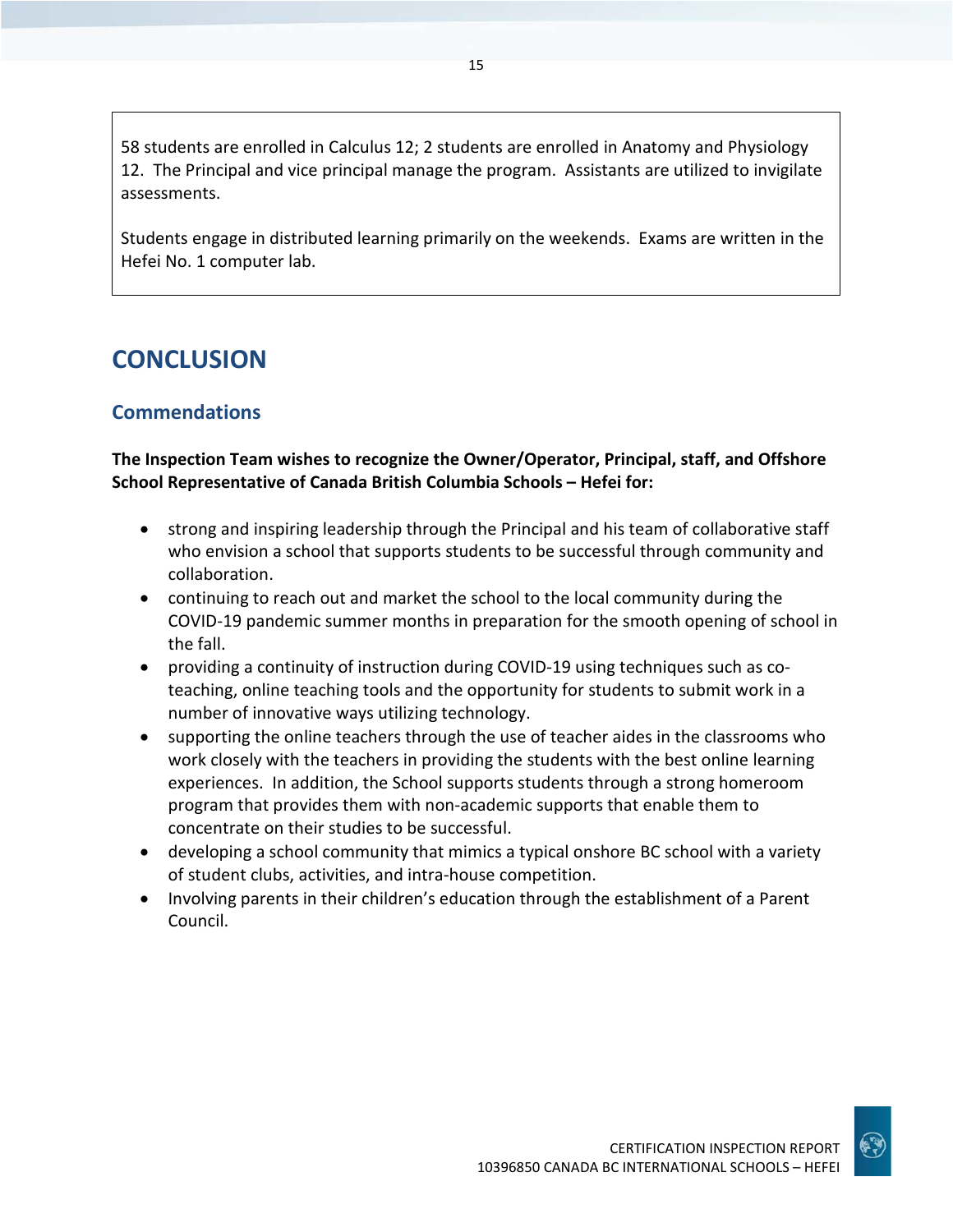58 students are enrolled in Calculus 12; 2 students are enrolled in Anatomy and Physiology 12. The Principal and vice principal manage the program. Assistants are utilized to invigilate assessments.

Students engage in distributed learning primarily on the weekends. Exams are written in the Hefei No. 1 computer lab.

# CONCLUSION

## Commendations

**The Inspection Team wishes to recognize the Owner/Operator, Principal, staff, and Offshore School Representative of Canada British Columbia Schools – Hefei for:**

- strong and inspiring leadership through the Principal and his team of collaborative staff who envision a school that supports students to be successful through community and collaboration.
- continuing to reach out and market the school to the local community during the COVID-19 pandemic summer months in preparation for the smooth opening of school in the fall.
- providing a continuity of instruction during COVID-19 using techniques such as co-teaching, online teaching tools and the opportunity for students to submit work in a number of innovative ways utilizing technology.
- supporting the online teachers through the use of teacher aides in the classrooms who work closely with the teachers in providing the students with the best online learning experiences. In addition, the School supports students through a strong homeroom program that provides them with non-academic supports that enable them to concentrate on their studies to be successful.
- developing a school community that mimics a typical onshore BC school with a variety of student clubs, activities, and intra-house competition.
- Involving parents in their children's education through the establishment of a Parent Council.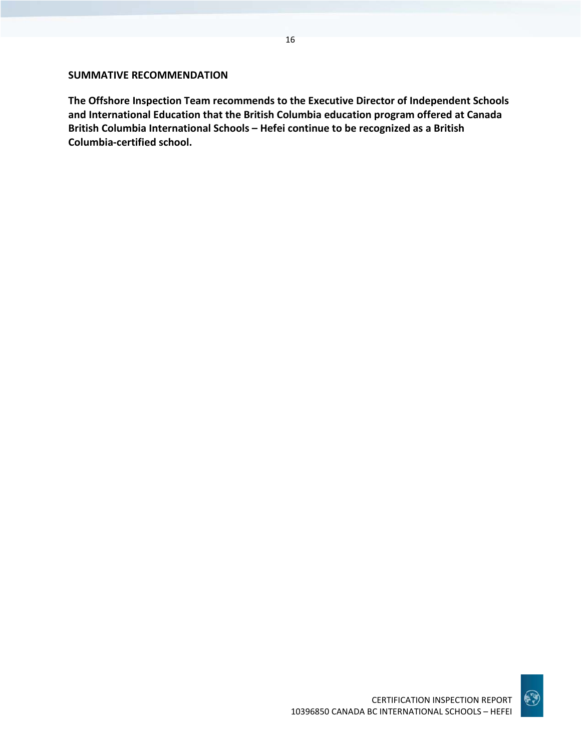## SUMMATIVE RECOMMENDATION

**The Offshore Inspection Team recommends to the Executive Director of Independent Schools and International Education that the British Columbia education program offered at Canada British Columbia International Schools – Hefei continue to be recognized as a British Columbia-certified school.**